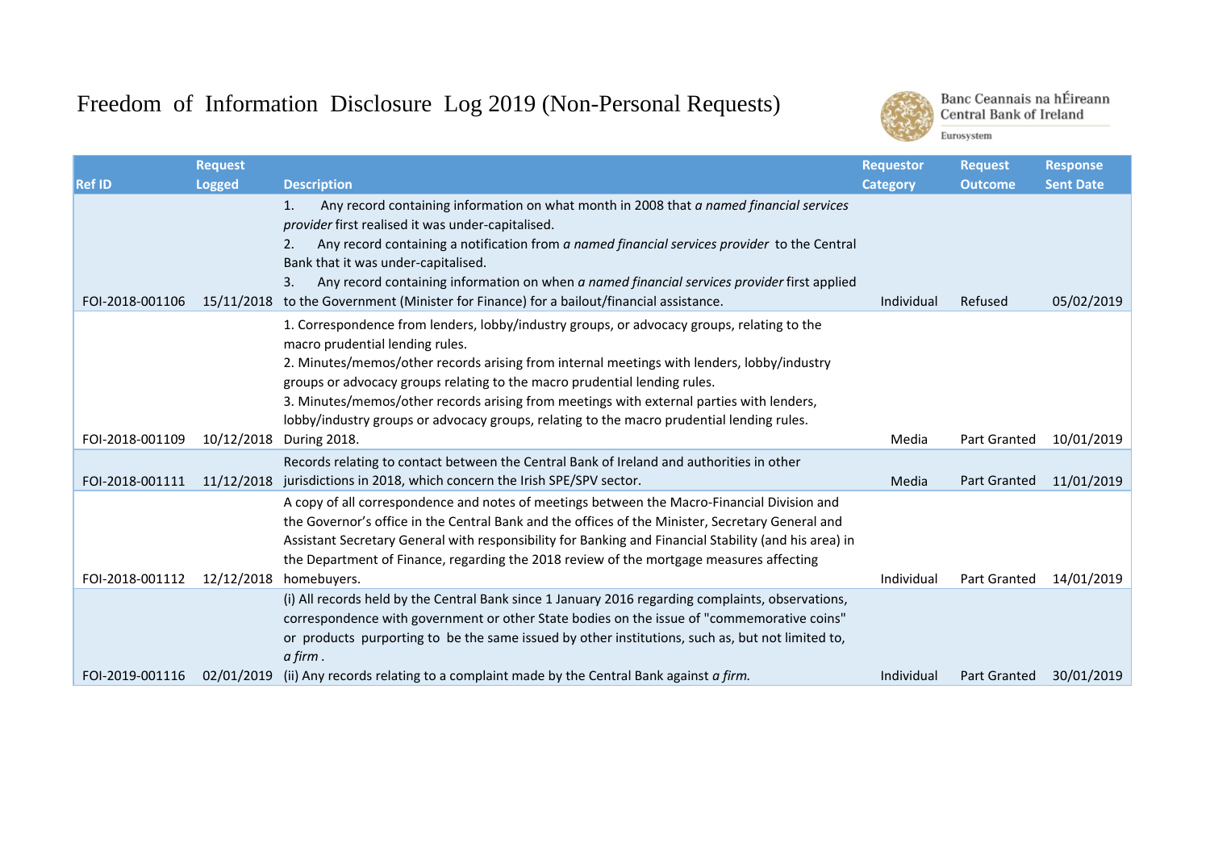# Freedom of Information Disclosure Log 2019 (Non-Personal Requests)

Banc Ceannais na hÉireann
Central Bank of Ireland
Eurosystem

| Ref ID | Request Logged | Description | Requestor Category | Request Outcome | Response Sent Date |
|---|---|---|---|---|---|
| FOI-2018-001106 | 15/11/2018 | 1. Any record containing information on what month in 2008 that *a named financial services provider* first realised it was under-capitalised.<br>2. Any record containing a notification from *a named financial services provider* to the Central Bank that it was under-capitalised.<br>3. Any record containing information on when *a named financial services provider* first applied to the Government (Minister for Finance) for a bailout/financial assistance. | Individual | Refused | 05/02/2019 |
| FOI-2018-001109 | 10/12/2018 | 1. Correspondence from lenders, lobby/industry groups, or advocacy groups, relating to the macro prudential lending rules.<br>2. Minutes/memos/other records arising from internal meetings with lenders, lobby/industry groups or advocacy groups relating to the macro prudential lending rules.<br>3. Minutes/memos/other records arising from meetings with external parties with lenders, lobby/industry groups or advocacy groups, relating to the macro prudential lending rules. During 2018. | Media | Part Granted | 10/01/2019 |
| FOI-2018-001111 | 11/12/2018 | Records relating to contact between the Central Bank of Ireland and authorities in other jurisdictions in 2018, which concern the Irish SPE/SPV sector. | Media | Part Granted | 11/01/2019 |
| FOI-2018-001112 | 12/12/2018 | A copy of all correspondence and notes of meetings between the Macro-Financial Division and the Governor's office in the Central Bank and the offices of the Minister, Secretary General and Assistant Secretary General with responsibility for Banking and Financial Stability (and his area) in the Department of Finance, regarding the 2018 review of the mortgage measures affecting homebuyers. | Individual | Part Granted | 14/01/2019 |
| FOI-2019-001116 | 02/01/2019 | (i) All records held by the Central Bank since 1 January 2016 regarding complaints, observations, correspondence with government or other State bodies on the issue of "commemorative coins" or products purporting to be the same issued by other institutions, such as, but not limited to, *a firm*.<br>(ii) Any records relating to a complaint made by the Central Bank against *a firm.* | Individual | Part Granted | 30/01/2019 |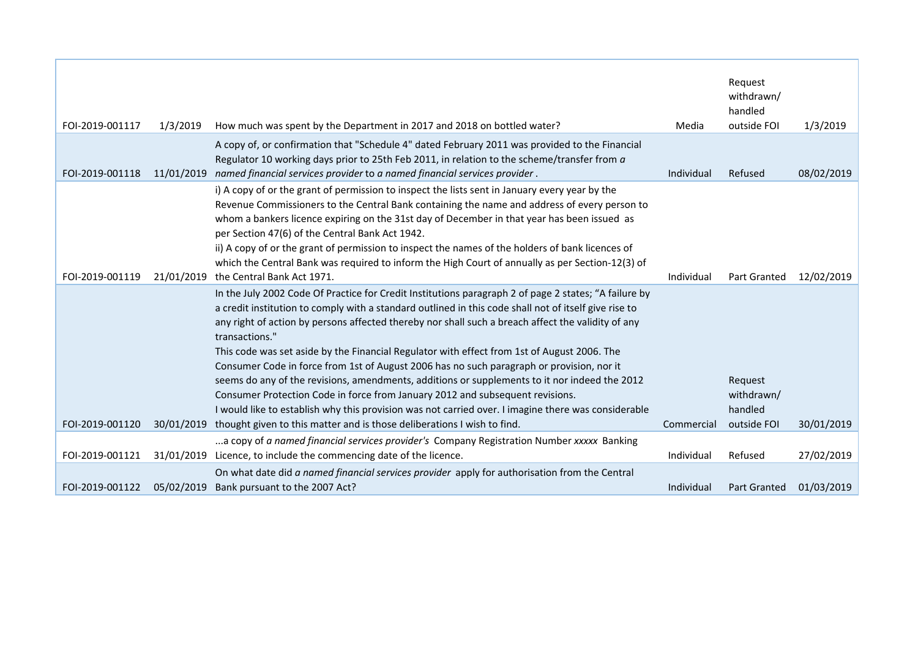| | | | | | |
|---|---|---|---|---|---|
| FOI-2019-001117 | 1/3/2019 | How much was spent by the Department in 2017 and 2018 on bottled water? | Media | Request withdrawn/ handled outside FOI | 1/3/2019 |
| FOI-2019-001118 | 11/01/2019 | A copy of, or confirmation that "Schedule 4" dated February 2011 was provided to the Financial Regulator 10 working days prior to 25th Feb 2011, in relation to the scheme/transfer from *a named financial services provider* to *a named financial services provider* . | Individual | Refused | 08/02/2019 |
| FOI-2019-001119 | 21/01/2019 | i) A copy of or the grant of permission to inspect the lists sent in January every year by the Revenue Commissioners to the Central Bank containing the name and address of every person to whom a bankers licence expiring on the 31st day of December in that year has been issued as per Section 47(6) of the Central Bank Act 1942.<br>ii) A copy of or the grant of permission to inspect the names of the holders of bank licences of which the Central Bank was required to inform the High Court of annually as per Section-12(3) of the Central Bank Act 1971. | Individual | Part Granted | 12/02/2019 |
| FOI-2019-001120 | 30/01/2019 | In the July 2002 Code Of Practice for Credit Institutions paragraph 2 of page 2 states; "A failure by a credit institution to comply with a standard outlined in this code shall not of itself give rise to any right of action by persons affected thereby nor shall such a breach affect the validity of any transactions."<br>This code was set aside by the Financial Regulator with effect from 1st of August 2006. The Consumer Code in force from 1st of August 2006 has no such paragraph or provision, nor it seems do any of the revisions, amendments, additions or supplements to it nor indeed the 2012 Consumer Protection Code in force from January 2012 and subsequent revisions.<br>I would like to establish why this provision was not carried over. I imagine there was considerable thought given to this matter and is those deliberations I wish to find. | Commercial | Request withdrawn/ handled outside FOI | 30/01/2019 |
| FOI-2019-001121 | 31/01/2019 | ...a copy of *a named financial services provider's* Company Registration Number *xxxxx* Banking Licence, to include the commencing date of the licence. | Individual | Refused | 27/02/2019 |
| FOI-2019-001122 | 05/02/2019 | On what date did *a named financial services provider* apply for authorisation from the Central Bank pursuant to the 2007 Act? | Individual | Part Granted | 01/03/2019 |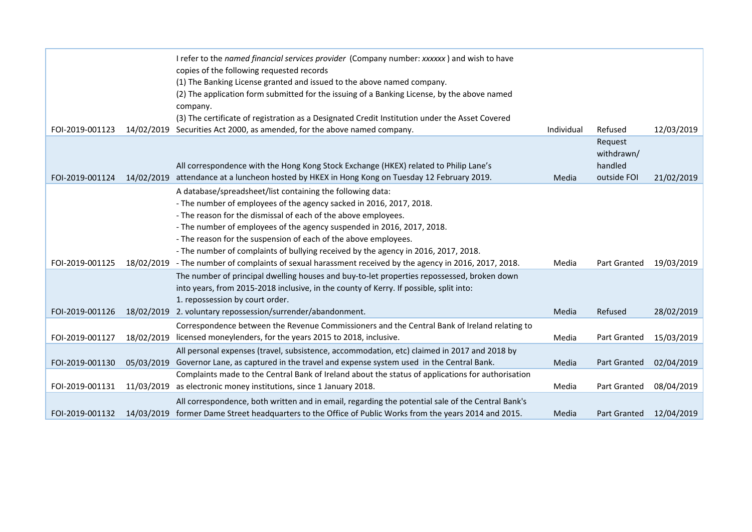| | | | | | |
|---|---|---|---|---|---|
| FOI-2019-001123 | 14/02/2019 | I refer to the *named financial services provider* (Company number: *xxxxxx* ) and wish to have copies of the following requested records<br>(1) The Banking License granted and issued to the above named company.<br>(2) The application form submitted for the issuing of a Banking License, by the above named company.<br>(3) The certificate of registration as a Designated Credit Institution under the Asset Covered Securities Act 2000, as amended, for the above named company. | Individual | Refused | 12/03/2019 |
| FOI-2019-001124 | 14/02/2019 | All correspondence with the Hong Kong Stock Exchange (HKEX) related to Philip Lane's attendance at a luncheon hosted by HKEX in Hong Kong on Tuesday 12 February 2019. | Media | Request withdrawn/ handled outside FOI | 21/02/2019 |
| FOI-2019-001125 | 18/02/2019 | A database/spreadsheet/list containing the following data:<br>- The number of employees of the agency sacked in 2016, 2017, 2018.<br>- The reason for the dismissal of each of the above employees.<br>- The number of employees of the agency suspended in 2016, 2017, 2018.<br>- The reason for the suspension of each of the above employees.<br>- The number of complaints of bullying received by the agency in 2016, 2017, 2018.<br>- The number of complaints of sexual harassment received by the agency in 2016, 2017, 2018. | Media | Part Granted | 19/03/2019 |
| FOI-2019-001126 | 18/02/2019 | The number of principal dwelling houses and buy-to-let properties repossessed, broken down into years, from 2015-2018 inclusive, in the county of Kerry. If possible, split into:<br>1. repossession by court order.<br>2. voluntary repossession/surrender/abandonment. | Media | Refused | 28/02/2019 |
| FOI-2019-001127 | 18/02/2019 | Correspondence between the Revenue Commissioners and the Central Bank of Ireland relating to licensed moneylenders, for the years 2015 to 2018, inclusive. | Media | Part Granted | 15/03/2019 |
| FOI-2019-001130 | 05/03/2019 | All personal expenses (travel, subsistence, accommodation, etc) claimed in 2017 and 2018 by Governor Lane, as captured in the travel and expense system used in the Central Bank. | Media | Part Granted | 02/04/2019 |
| FOI-2019-001131 | 11/03/2019 | Complaints made to the Central Bank of Ireland about the status of applications for authorisation as electronic money institutions, since 1 January 2018. | Media | Part Granted | 08/04/2019 |
| FOI-2019-001132 | 14/03/2019 | All correspondence, both written and in email, regarding the potential sale of the Central Bank's former Dame Street headquarters to the Office of Public Works from the years 2014 and 2015. | Media | Part Granted | 12/04/2019 |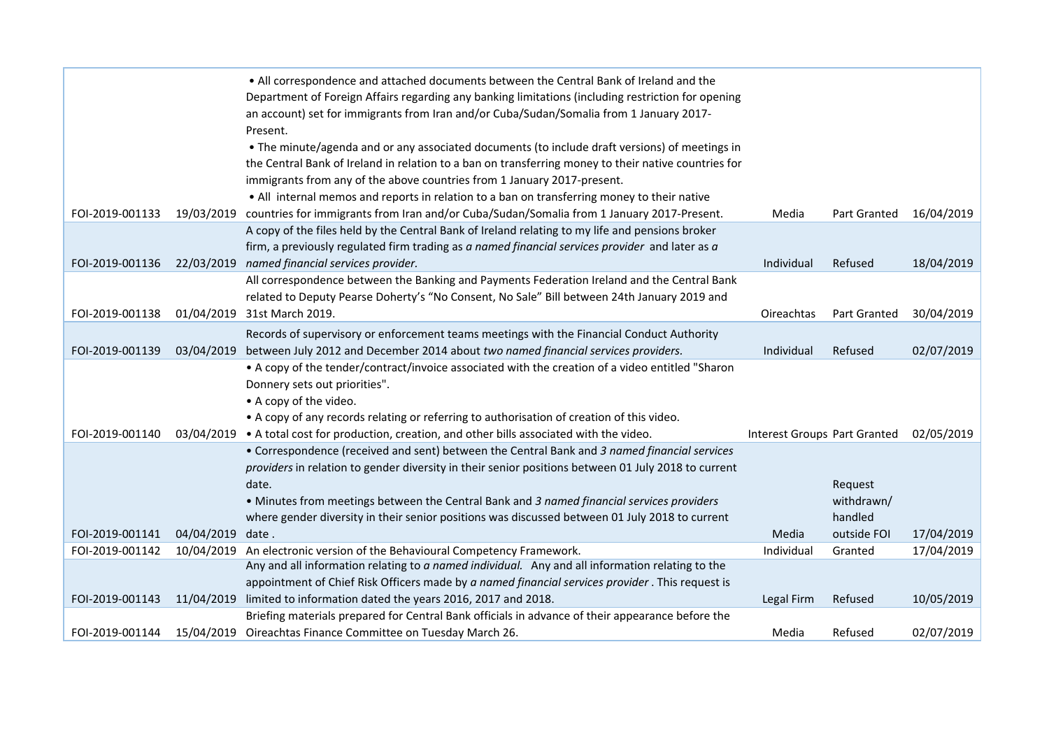| | | | | | |
|---|---|---|---|---|---|
| FOI-2019-001133 | 19/03/2019 | • All correspondence and attached documents between the Central Bank of Ireland and the Department of Foreign Affairs regarding any banking limitations (including restriction for opening an account) set for immigrants from Iran and/or Cuba/Sudan/Somalia from 1 January 2017-Present.<br>• The minute/agenda and or any associated documents (to include draft versions) of meetings in the Central Bank of Ireland in relation to a ban on transferring money to their native countries for immigrants from any of the above countries from 1 January 2017-present.<br>• All internal memos and reports in relation to a ban on transferring money to their native countries for immigrants from Iran and/or Cuba/Sudan/Somalia from 1 January 2017-Present. | Media | Part Granted | 16/04/2019 |
| FOI-2019-001136 | 22/03/2019 | A copy of the files held by the Central Bank of Ireland relating to my life and pensions broker firm, a previously regulated firm trading as *a named financial services provider* and later as *a named financial services provider.* | Individual | Refused | 18/04/2019 |
| FOI-2019-001138 | 01/04/2019 | All correspondence between the Banking and Payments Federation Ireland and the Central Bank related to Deputy Pearse Doherty's "No Consent, No Sale" Bill between 24th January 2019 and 31st March 2019. | Oireachtas | Part Granted | 30/04/2019 |
| FOI-2019-001139 | 03/04/2019 | Records of supervisory or enforcement teams meetings with the Financial Conduct Authority between July 2012 and December 2014 about *two named financial services providers.* | Individual | Refused | 02/07/2019 |
| FOI-2019-001140 | 03/04/2019 | • A copy of the tender/contract/invoice associated with the creation of a video entitled "Sharon Donnery sets out priorities".<br>• A copy of the video.<br>• A copy of any records relating or referring to authorisation of creation of this video.<br>• A total cost for production, creation, and other bills associated with the video. | Interest Groups | Part Granted | 02/05/2019 |
| FOI-2019-001141 | 04/04/2019 | • Correspondence (received and sent) between the Central Bank and *3 named financial services providers* in relation to gender diversity in their senior positions between 01 July 2018 to current date.<br>• Minutes from meetings between the Central Bank and *3 named financial services providers* where gender diversity in their senior positions was discussed between 01 July 2018 to current date . | Media | Request withdrawn/ handled outside FOI | 17/04/2019 |
| FOI-2019-001142 | 10/04/2019 | An electronic version of the Behavioural Competency Framework. | Individual | Granted | 17/04/2019 |
| FOI-2019-001143 | 11/04/2019 | Any and all information relating to *a named individual.* Any and all information relating to the appointment of Chief Risk Officers made by *a named financial services provider* . This request is limited to information dated the years 2016, 2017 and 2018. | Legal Firm | Refused | 10/05/2019 |
| FOI-2019-001144 | 15/04/2019 | Briefing materials prepared for Central Bank officials in advance of their appearance before the Oireachtas Finance Committee on Tuesday March 26. | Media | Refused | 02/07/2019 |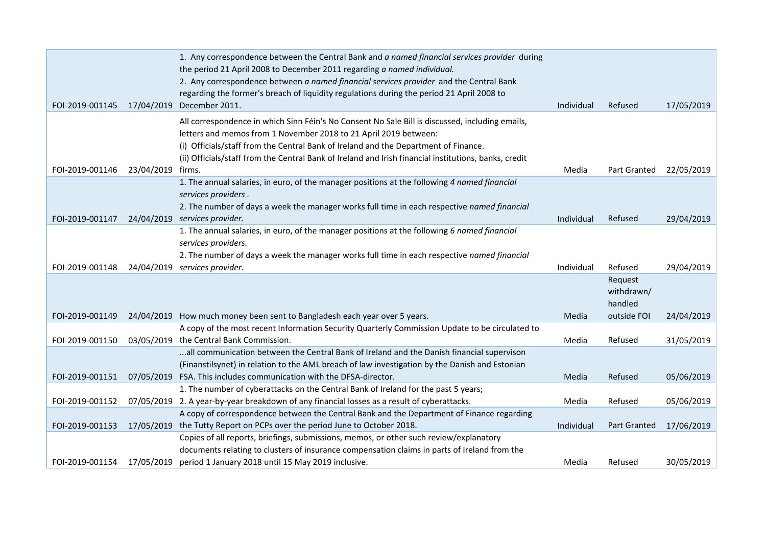| | | | | | |
|---|---|---|---|---|---|
| FOI-2019-001145 | 17/04/2019 | 1. Any correspondence between the Central Bank and *a named financial services provider* during the period 21 April 2008 to December 2011 regarding *a named individual.*<br>2. Any correspondence between *a named financial services provider* and the Central Bank regarding the former's breach of liquidity regulations during the period 21 April 2008 to December 2011. | Individual | Refused | 17/05/2019 |
| FOI-2019-001146 | 23/04/2019 | All correspondence in which Sinn Féin's No Consent No Sale Bill is discussed, including emails, letters and memos from 1 November 2018 to 21 April 2019 between:<br>(i) Officials/staff from the Central Bank of Ireland and the Department of Finance.<br>(ii) Officials/staff from the Central Bank of Ireland and Irish financial institutions, banks, credit firms. | Media | Part Granted | 22/05/2019 |
| FOI-2019-001147 | 24/04/2019 | 1. The annual salaries, in euro, of the manager positions at the following *4 named financial services providers* .<br>2. The number of days a week the manager works full time in each respective *named financial services provider.* | Individual | Refused | 29/04/2019 |
| FOI-2019-001148 | 24/04/2019 | 1. The annual salaries, in euro, of the manager positions at the following *6 named financial services providers.*<br>2. The number of days a week the manager works full time in each respective *named financial services provider.* | Individual | Refused | 29/04/2019 |
| FOI-2019-001149 | 24/04/2019 | How much money been sent to Bangladesh each year over 5 years. | Media | Request withdrawn/ handled outside FOI | 24/04/2019 |
| FOI-2019-001150 | 03/05/2019 | A copy of the most recent Information Security Quarterly Commission Update to be circulated to the Central Bank Commission. | Media | Refused | 31/05/2019 |
| FOI-2019-001151 | 07/05/2019 | ...all communication between the Central Bank of Ireland and the Danish financial supervison (Finanstilsynet) in relation to the AML breach of law investigation by the Danish and Estonian FSA. This includes communication with the DFSA-director. | Media | Refused | 05/06/2019 |
| FOI-2019-001152 | 07/05/2019 | 1. The number of cyberattacks on the Central Bank of Ireland for the past 5 years;<br>2. A year-by-year breakdown of any financial losses as a result of cyberattacks. | Media | Refused | 05/06/2019 |
| FOI-2019-001153 | 17/05/2019 | A copy of correspondence between the Central Bank and the Department of Finance regarding the Tutty Report on PCPs over the period June to October 2018. | Individual | Part Granted | 17/06/2019 |
| FOI-2019-001154 | 17/05/2019 | Copies of all reports, briefings, submissions, memos, or other such review/explanatory documents relating to clusters of insurance compensation claims in parts of Ireland from the period 1 January 2018 until 15 May 2019 inclusive. | Media | Refused | 30/05/2019 |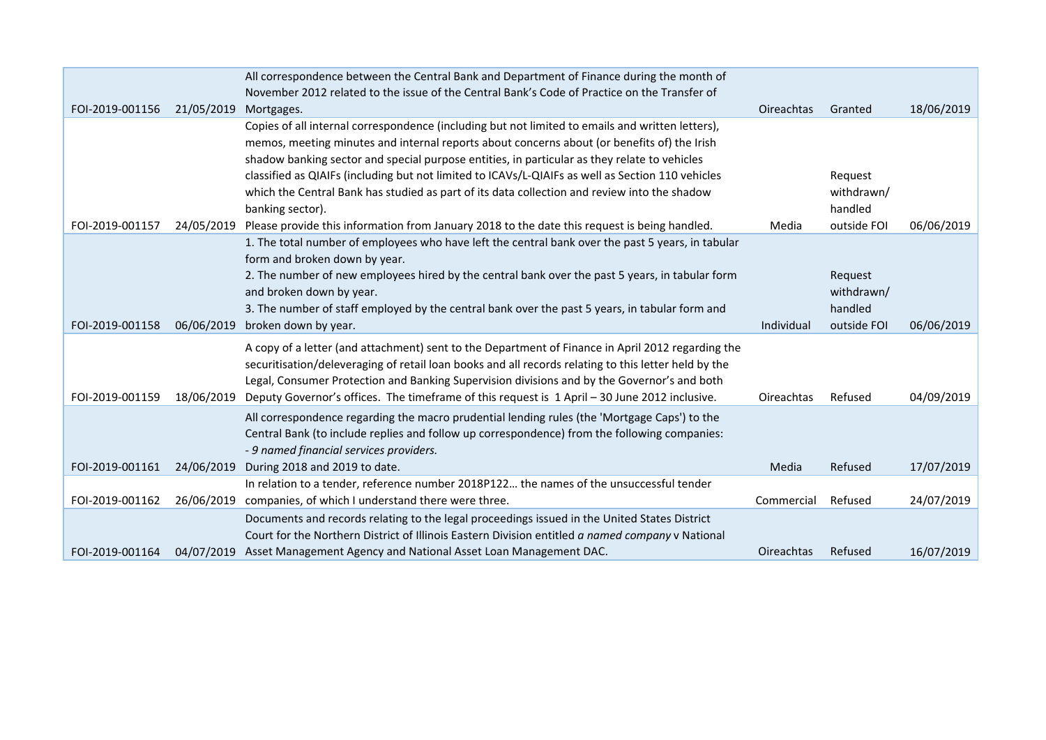| | | | | | |
|---|---|---|---|---|---|
| FOI-2019-001156 | 21/05/2019 | All correspondence between the Central Bank and Department of Finance during the month of November 2012 related to the issue of the Central Bank's Code of Practice on the Transfer of Mortgages. | Oireachtas | Granted | 18/06/2019 |
| FOI-2019-001157 | 24/05/2019 | Copies of all internal correspondence (including but not limited to emails and written letters), memos, meeting minutes and internal reports about concerns about (or benefits of) the Irish shadow banking sector and special purpose entities, in particular as they relate to vehicles classified as QIAIFs (including but not limited to ICAVs/L-QIAIFs as well as Section 110 vehicles which the Central Bank has studied as part of its data collection and review into the shadow banking sector).<br>Please provide this information from January 2018 to the date this request is being handled. | Media | Request withdrawn/ handled outside FOI | 06/06/2019 |
| FOI-2019-001158 | 06/06/2019 | 1. The total number of employees who have left the central bank over the past 5 years, in tabular form and broken down by year.<br>2. The number of new employees hired by the central bank over the past 5 years, in tabular form and broken down by year.<br>3. The number of staff employed by the central bank over the past 5 years, in tabular form and broken down by year. | Individual | Request withdrawn/ handled outside FOI | 06/06/2019 |
| FOI-2019-001159 | 18/06/2019 | A copy of a letter (and attachment) sent to the Department of Finance in April 2012 regarding the securitisation/deleveraging of retail loan books and all records relating to this letter held by the Legal, Consumer Protection and Banking Supervision divisions and by the Governor's and both Deputy Governor's offices. The timeframe of this request is 1 April – 30 June 2012 inclusive. | Oireachtas | Refused | 04/09/2019 |
| FOI-2019-001161 | 24/06/2019 | All correspondence regarding the macro prudential lending rules (the 'Mortgage Caps') to the Central Bank (to include replies and follow up correspondence) from the following companies:<br>*- 9 named financial services providers.*<br>During 2018 and 2019 to date. | Media | Refused | 17/07/2019 |
| FOI-2019-001162 | 26/06/2019 | In relation to a tender, reference number 2018P122… the names of the unsuccessful tender companies, of which I understand there were three. | Commercial | Refused | 24/07/2019 |
| FOI-2019-001164 | 04/07/2019 | Documents and records relating to the legal proceedings issued in the United States District Court for the Northern District of Illinois Eastern Division entitled *a named company* v National Asset Management Agency and National Asset Loan Management DAC. | Oireachtas | Refused | 16/07/2019 |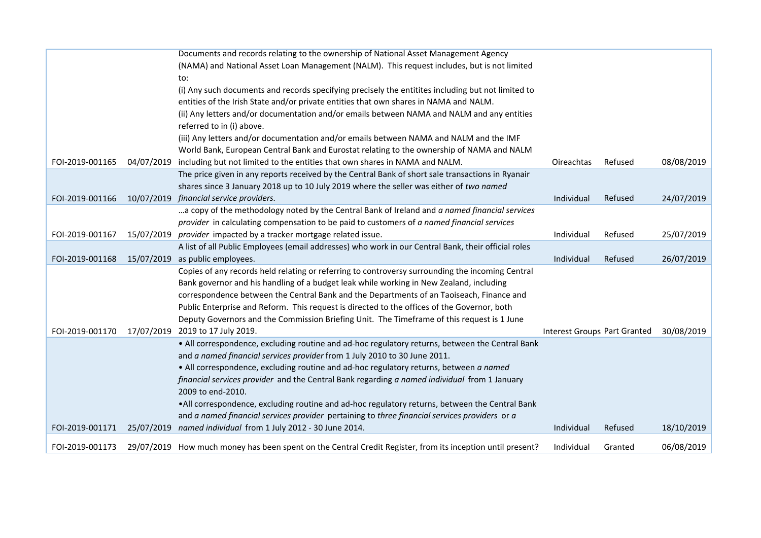| | | | | | |
|---|---|---|---|---|---|
| FOI-2019-001165 | 04/07/2019 | Documents and records relating to the ownership of National Asset Management Agency (NAMA) and National Asset Loan Management (NALM). This request includes, but is not limited to:<br>(i) Any such documents and records specifying precisely the entitites including but not limited to entities of the Irish State and/or private entities that own shares in NAMA and NALM.<br>(ii) Any letters and/or documentation and/or emails between NAMA and NALM and any entities referred to in (i) above.<br>(iii) Any letters and/or documentation and/or emails between NAMA and NALM and the IMF World Bank, European Central Bank and Eurostat relating to the ownership of NAMA and NALM including but not limited to the entities that own shares in NAMA and NALM. | Oireachtas | Refused | 08/08/2019 |
| FOI-2019-001166 | 10/07/2019 | The price given in any reports received by the Central Bank of short sale transactions in Ryanair shares since 3 January 2018 up to 10 July 2019 where the seller was either of *two named financial service providers.* | Individual | Refused | 24/07/2019 |
| FOI-2019-001167 | 15/07/2019 | …a copy of the methodology noted by the Central Bank of Ireland and *a named financial services provider* in calculating compensation to be paid to customers of *a named financial services provider* impacted by a tracker mortgage related issue. | Individual | Refused | 25/07/2019 |
| FOI-2019-001168 | 15/07/2019 | A list of all Public Employees (email addresses) who work in our Central Bank, their official roles as public employees. | Individual | Refused | 26/07/2019 |
| FOI-2019-001170 | 17/07/2019 | Copies of any records held relating or referring to controversy surrounding the incoming Central Bank governor and his handling of a budget leak while working in New Zealand, including correspondence between the Central Bank and the Departments of an Taoiseach, Finance and Public Enterprise and Reform. This request is directed to the offices of the Governor, both Deputy Governors and the Commission Briefing Unit. The Timeframe of this request is 1 June 2019 to 17 July 2019. | Interest Groups | Part Granted | 30/08/2019 |
| FOI-2019-001171 | 25/07/2019 | • All correspondence, excluding routine and ad-hoc regulatory returns, between the Central Bank and *a named financial services provider* from 1 July 2010 to 30 June 2011.<br>• All correspondence, excluding routine and ad-hoc regulatory returns, between *a named financial services provider* and the Central Bank regarding *a named individual* from 1 January 2009 to end-2010.<br>•All correspondence, excluding routine and ad-hoc regulatory returns, between the Central Bank and *a named financial services provider* pertaining to *three financial services providers* or *a named individual* from 1 July 2012 - 30 June 2014. | Individual | Refused | 18/10/2019 |
| FOI-2019-001173 | 29/07/2019 | How much money has been spent on the Central Credit Register, from its inception until present? | Individual | Granted | 06/08/2019 |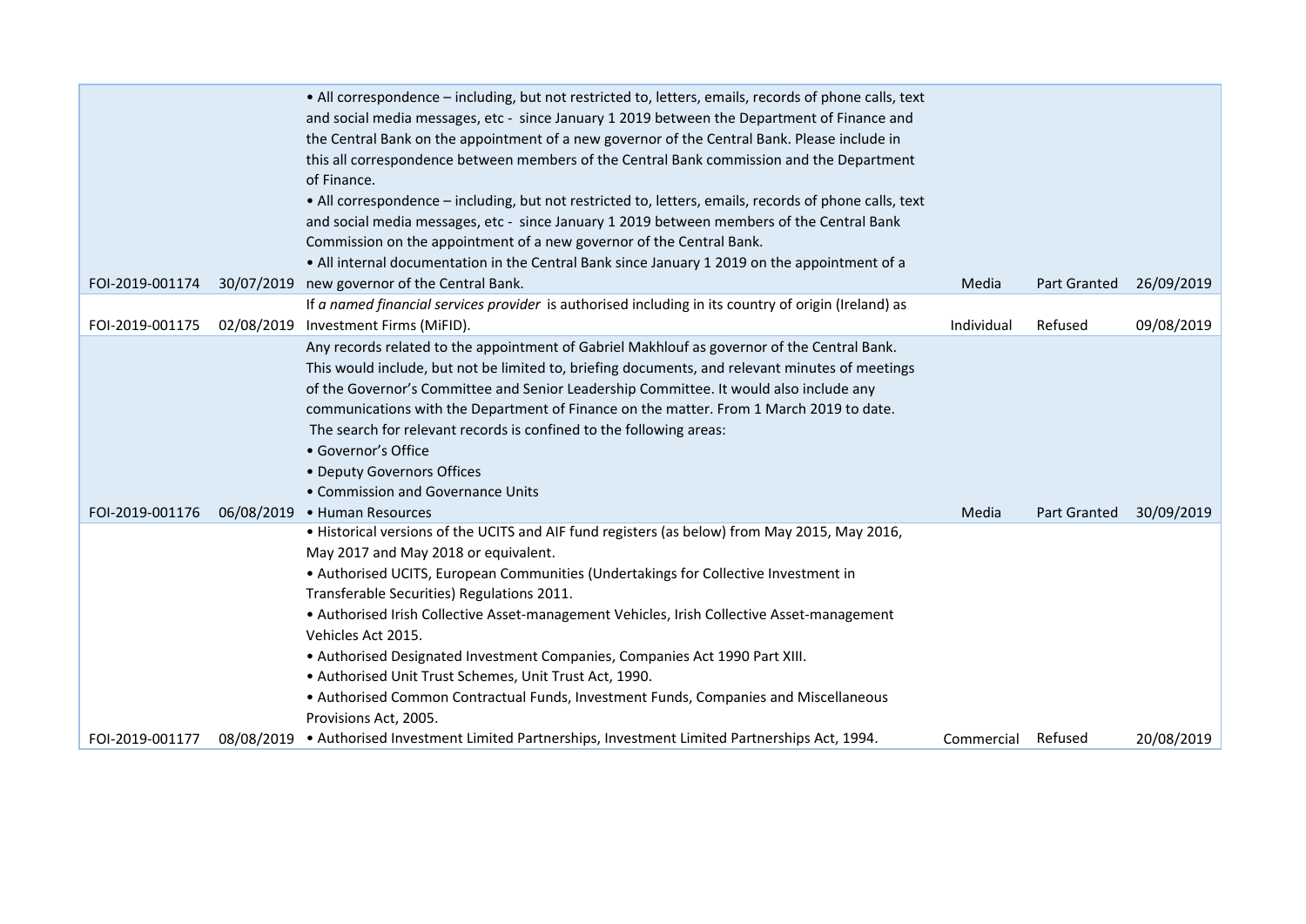| | | | | | |
|---|---|---|---|---|---|
| FOI-2019-001174 | 30/07/2019 | • All correspondence – including, but not restricted to, letters, emails, records of phone calls, text and social media messages, etc - since January 1 2019 between the Department of Finance and the Central Bank on the appointment of a new governor of the Central Bank. Please include in this all correspondence between members of the Central Bank commission and the Department of Finance.<br>• All correspondence – including, but not restricted to, letters, emails, records of phone calls, text and social media messages, etc - since January 1 2019 between members of the Central Bank Commission on the appointment of a new governor of the Central Bank.<br>• All internal documentation in the Central Bank since January 1 2019 on the appointment of a new governor of the Central Bank. | Media | Part Granted | 26/09/2019 |
| FOI-2019-001175 | 02/08/2019 | If *a named financial services provider* is authorised including in its country of origin (Ireland) as Investment Firms (MiFID). | Individual | Refused | 09/08/2019 |
| FOI-2019-001176 | 06/08/2019 | Any records related to the appointment of Gabriel Makhlouf as governor of the Central Bank. This would include, but not be limited to, briefing documents, and relevant minutes of meetings of the Governor's Committee and Senior Leadership Committee. It would also include any communications with the Department of Finance on the matter. From 1 March 2019 to date.<br>The search for relevant records is confined to the following areas:<br>• Governor's Office<br>• Deputy Governors Offices<br>• Commission and Governance Units<br>• Human Resources | Media | Part Granted | 30/09/2019 |
| FOI-2019-001177 | 08/08/2019 | • Historical versions of the UCITS and AIF fund registers (as below) from May 2015, May 2016, May 2017 and May 2018 or equivalent.<br>• Authorised UCITS, European Communities (Undertakings for Collective Investment in Transferable Securities) Regulations 2011.<br>• Authorised Irish Collective Asset-management Vehicles, Irish Collective Asset-management Vehicles Act 2015.<br>• Authorised Designated Investment Companies, Companies Act 1990 Part XIII.<br>• Authorised Unit Trust Schemes, Unit Trust Act, 1990.<br>• Authorised Common Contractual Funds, Investment Funds, Companies and Miscellaneous Provisions Act, 2005.<br>• Authorised Investment Limited Partnerships, Investment Limited Partnerships Act, 1994. | Commercial | Refused | 20/08/2019 |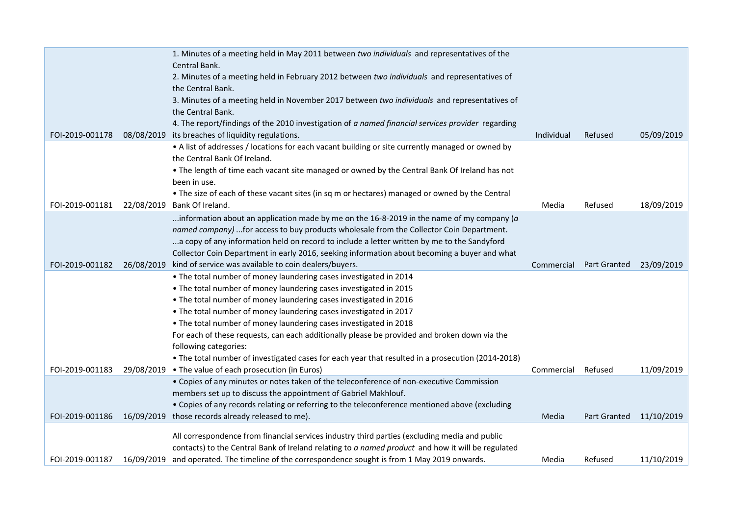| | | | | | |
|---|---|---|---|---|---|
| FOI-2019-001178 | 08/08/2019 | 1. Minutes of a meeting held in May 2011 between *two individuals* and representatives of the Central Bank.<br>2. Minutes of a meeting held in February 2012 between *two individuals* and representatives of the Central Bank.<br>3. Minutes of a meeting held in November 2017 between *two individuals* and representatives of the Central Bank.<br>4. The report/findings of the 2010 investigation of *a named financial services provider* regarding its breaches of liquidity regulations. | Individual | Refused | 05/09/2019 |
| FOI-2019-001181 | 22/08/2019 | • A list of addresses / locations for each vacant building or site currently managed or owned by the Central Bank Of Ireland.<br>• The length of time each vacant site managed or owned by the Central Bank Of Ireland has not been in use.<br>• The size of each of these vacant sites (in sq m or hectares) managed or owned by the Central Bank Of Ireland. | Media | Refused | 18/09/2019 |
| FOI-2019-001182 | 26/08/2019 | ...information about an application made by me on the 16-8-2019 in the name of my company (*a named company*) ...for access to buy products wholesale from the Collector Coin Department.<br>...a copy of any information held on record to include a letter written by me to the Sandyford Collector Coin Department in early 2016, seeking information about becoming a buyer and what kind of service was available to coin dealers/buyers. | Commercial | Part Granted | 23/09/2019 |
| FOI-2019-001183 | 29/08/2019 | • The total number of money laundering cases investigated in 2014<br>• The total number of money laundering cases investigated in 2015<br>• The total number of money laundering cases investigated in 2016<br>• The total number of money laundering cases investigated in 2017<br>• The total number of money laundering cases investigated in 2018<br>For each of these requests, can each additionally please be provided and broken down via the following categories:<br>• The total number of investigated cases for each year that resulted in a prosecution (2014-2018)<br>• The value of each prosecution (in Euros) | Commercial | Refused | 11/09/2019 |
| FOI-2019-001186 | 16/09/2019 | • Copies of any minutes or notes taken of the teleconference of non-executive Commission members set up to discuss the appointment of Gabriel Makhlouf.<br>• Copies of any records relating or referring to the teleconference mentioned above (excluding those records already released to me). | Media | Part Granted | 11/10/2019 |
| FOI-2019-001187 | 16/09/2019 | All correspondence from financial services industry third parties (excluding media and public contacts) to the Central Bank of Ireland relating to *a named product* and how it will be regulated and operated. The timeline of the correspondence sought is from 1 May 2019 onwards. | Media | Refused | 11/10/2019 |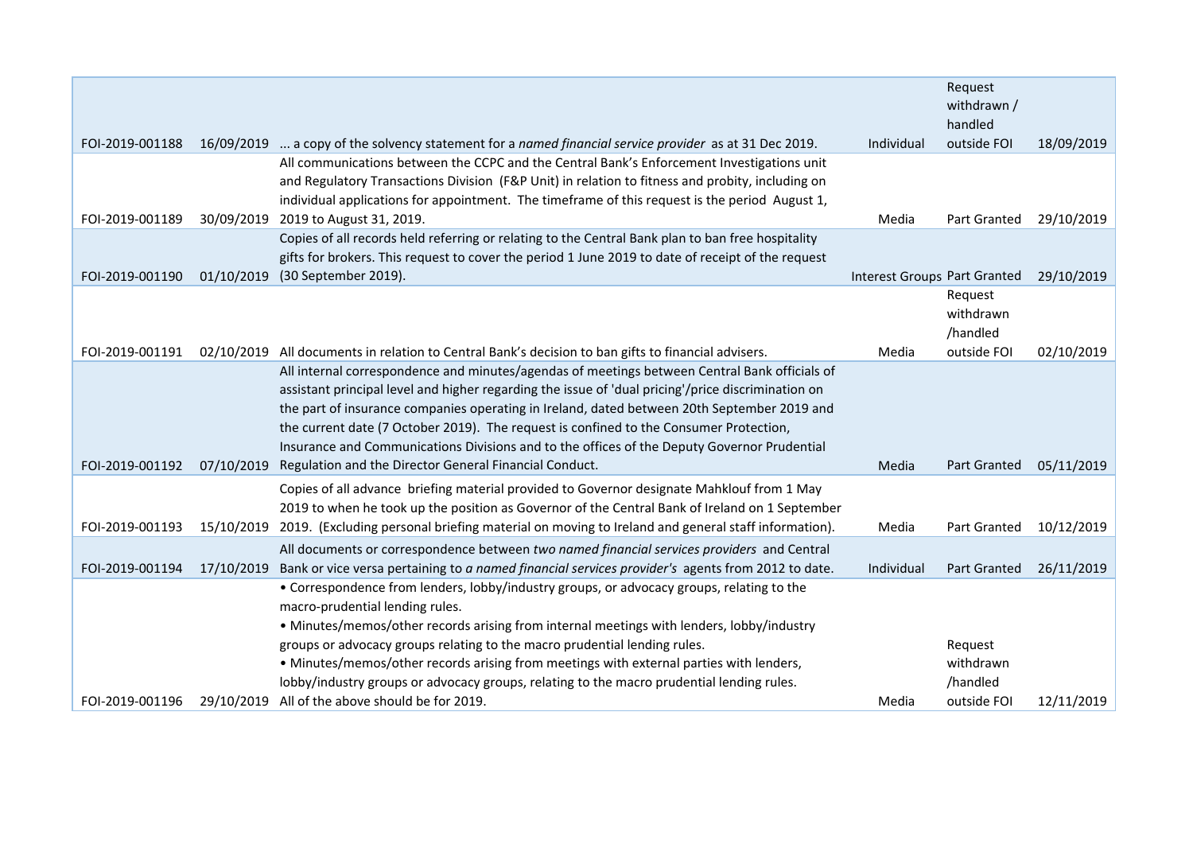| | | | | | |
|---|---|---|---|---|---|
| FOI-2019-001188 | 16/09/2019 | ... a copy of the solvency statement for a *named financial service provider* as at 31 Dec 2019. | Individual | Request withdrawn / handled outside FOI | 18/09/2019 |
| FOI-2019-001189 | 30/09/2019 | All communications between the CCPC and the Central Bank's Enforcement Investigations unit and Regulatory Transactions Division (F&P Unit) in relation to fitness and probity, including on individual applications for appointment. The timeframe of this request is the period August 1, 2019 to August 31, 2019. | Media | Part Granted | 29/10/2019 |
| FOI-2019-001190 | 01/10/2019 | Copies of all records held referring or relating to the Central Bank plan to ban free hospitality gifts for brokers. This request to cover the period 1 June 2019 to date of receipt of the request (30 September 2019). | Interest Groups | Part Granted | 29/10/2019 |
| FOI-2019-001191 | 02/10/2019 | All documents in relation to Central Bank's decision to ban gifts to financial advisers. | Media | Request withdrawn /handled outside FOI | 02/10/2019 |
| FOI-2019-001192 | 07/10/2019 | All internal correspondence and minutes/agendas of meetings between Central Bank officials of assistant principal level and higher regarding the issue of 'dual pricing'/price discrimination on the part of insurance companies operating in Ireland, dated between 20th September 2019 and the current date (7 October 2019). The request is confined to the Consumer Protection, Insurance and Communications Divisions and to the offices of the Deputy Governor Prudential Regulation and the Director General Financial Conduct. | Media | Part Granted | 05/11/2019 |
| FOI-2019-001193 | 15/10/2019 | Copies of all advance briefing material provided to Governor designate Mahklouf from 1 May 2019 to when he took up the position as Governor of the Central Bank of Ireland on 1 September 2019. (Excluding personal briefing material on moving to Ireland and general staff information). | Media | Part Granted | 10/12/2019 |
| FOI-2019-001194 | 17/10/2019 | All documents or correspondence between *two named financial services providers* and Central Bank or vice versa pertaining to *a named financial services provider's* agents from 2012 to date. | Individual | Part Granted | 26/11/2019 |
| FOI-2019-001196 | 29/10/2019 | • Correspondence from lenders, lobby/industry groups, or advocacy groups, relating to the macro-prudential lending rules. • Minutes/memos/other records arising from internal meetings with lenders, lobby/industry groups or advocacy groups relating to the macro prudential lending rules. • Minutes/memos/other records arising from meetings with external parties with lenders, lobby/industry groups or advocacy groups, relating to the macro prudential lending rules. All of the above should be for 2019. | Media | Request withdrawn /handled outside FOI | 12/11/2019 |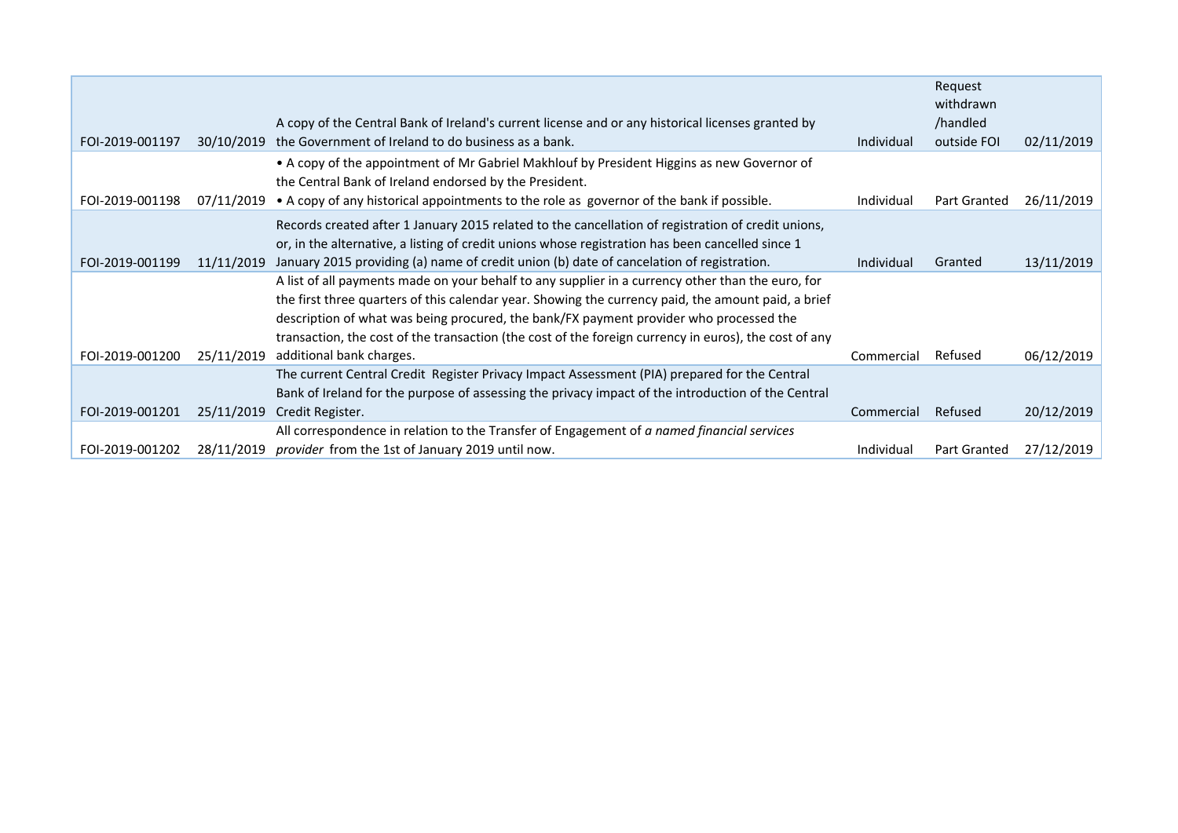| | | | | | |
|---|---|---|---|---|---|
| FOI-2019-001197 | 30/10/2019 | A copy of the Central Bank of Ireland's current license and or any historical licenses granted by the Government of Ireland to do business as a bank. | Individual | Request withdrawn /handled outside FOI | 02/11/2019 |
| FOI-2019-001198 | 07/11/2019 | • A copy of the appointment of Mr Gabriel Makhlouf by President Higgins as new Governor of the Central Bank of Ireland endorsed by the President.<br>• A copy of any historical appointments to the role as governor of the bank if possible. | Individual | Part Granted | 26/11/2019 |
| FOI-2019-001199 | 11/11/2019 | Records created after 1 January 2015 related to the cancellation of registration of credit unions, or, in the alternative, a listing of credit unions whose registration has been cancelled since 1 January 2015 providing (a) name of credit union (b) date of cancelation of registration. | Individual | Granted | 13/11/2019 |
| FOI-2019-001200 | 25/11/2019 | A list of all payments made on your behalf to any supplier in a currency other than the euro, for the first three quarters of this calendar year. Showing the currency paid, the amount paid, a brief description of what was being procured, the bank/FX payment provider who processed the transaction, the cost of the transaction (the cost of the foreign currency in euros), the cost of any additional bank charges. | Commercial | Refused | 06/12/2019 |
| FOI-2019-001201 | 25/11/2019 | The current Central Credit Register Privacy Impact Assessment (PIA) prepared for the Central Bank of Ireland for the purpose of assessing the privacy impact of the introduction of the Central Credit Register. | Commercial | Refused | 20/12/2019 |
| FOI-2019-001202 | 28/11/2019 | All correspondence in relation to the Transfer of Engagement of *a named financial services provider* from the 1st of January 2019 until now. | Individual | Part Granted | 27/12/2019 |